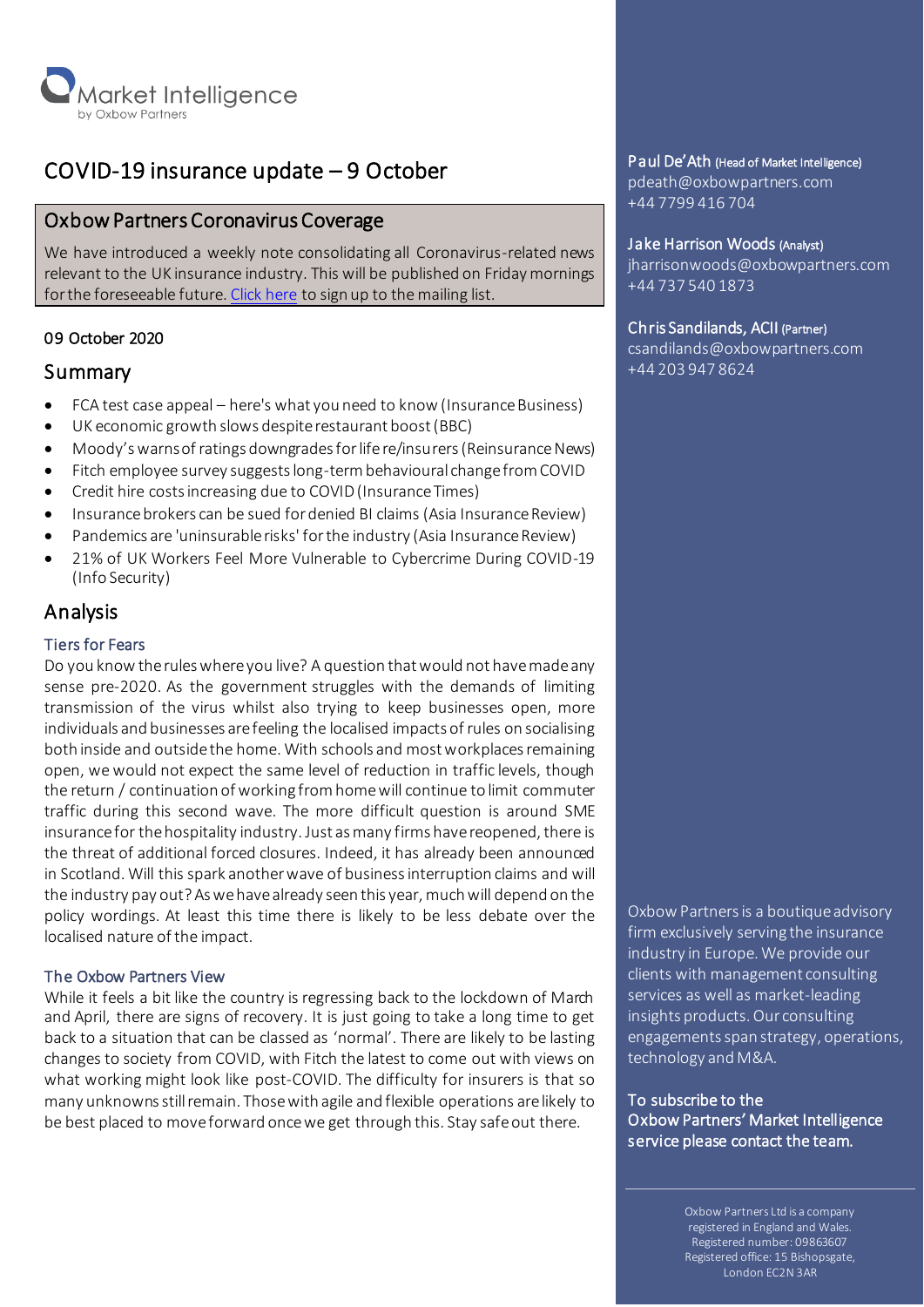Market Intelligence
by Oxbow Partners

# COVID-19 insurance update – 9 October

## Oxbow Partners Coronavirus Coverage

We have introduced a weekly note consolidating all Coronavirus-related news relevant to the UK insurance industry. This will be published on Friday mornings for the foreseeable future. [Click here] to sign up to the mailing list.

09 October 2020

## Summary

- FCA test case appeal – here's what you need to know (Insurance Business)
- UK economic growth slows despite restaurant boost (BBC)
- Moody's warns of ratings downgrades for life re/insurers (Reinsurance News)
- Fitch employee survey suggests long-term behavioural change from COVID
- Credit hire costs increasing due to COVID (Insurance Times)
- Insurance brokers can be sued for denied BI claims (Asia Insurance Review)
- Pandemics are 'uninsurable risks' for the industry (Asia Insurance Review)
- 21% of UK Workers Feel More Vulnerable to Cybercrime During COVID-19 (Info Security)

## Analysis

### Tiers for Fears

Do you know the rules where you live? A question that would not have made any sense pre-2020. As the government struggles with the demands of limiting transmission of the virus whilst also trying to keep businesses open, more individuals and businesses are feeling the localised impacts of rules on socialising both inside and outside the home. With schools and most workplaces remaining open, we would not expect the same level of reduction in traffic levels, though the return / continuation of working from home will continue to limit commuter traffic during this second wave. The more difficult question is around SME insurance for the hospitality industry. Just as many firms have reopened, there is the threat of additional forced closures. Indeed, it has already been announced in Scotland. Will this spark another wave of business interruption claims and will the industry pay out? As we have already seen this year, much will depend on the policy wordings. At least this time there is likely to be less debate over the localised nature of the impact.

### The Oxbow Partners View

While it feels a bit like the country is regressing back to the lockdown of March and April, there are signs of recovery. It is just going to take a long time to get back to a situation that can be classed as 'normal'. There are likely to be lasting changes to society from COVID, with Fitch the latest to come out with views on what working might look like post-COVID. The difficulty for insurers is that so many unknowns still remain. Those with agile and flexible operations are likely to be best placed to move forward once we get through this. Stay safe out there.

**Paul De'Ath** (Head of Market Intelligence)
pdeath@oxbowpartners.com
+44 7799 416 704

**Jake Harrison Woods** (Analyst)
jharrisonwoods@oxbowpartners.com
+44 737 540 1873

**Chris Sandilands, ACII** (Partner)
csandilands@oxbowpartners.com
+44 203 947 8624

Oxbow Partners is a boutique advisory firm exclusively serving the insurance industry in Europe. We provide our clients with management consulting services as well as market-leading insights products. Our consulting engagements span strategy, operations, technology and M&A.

**To subscribe to the Oxbow Partners' Market Intelligence service please contact the team.**

Oxbow Partners Ltd is a company registered in England and Wales. Registered number: 09863607 Registered office: 15 Bishopsgate, London EC2N 3AR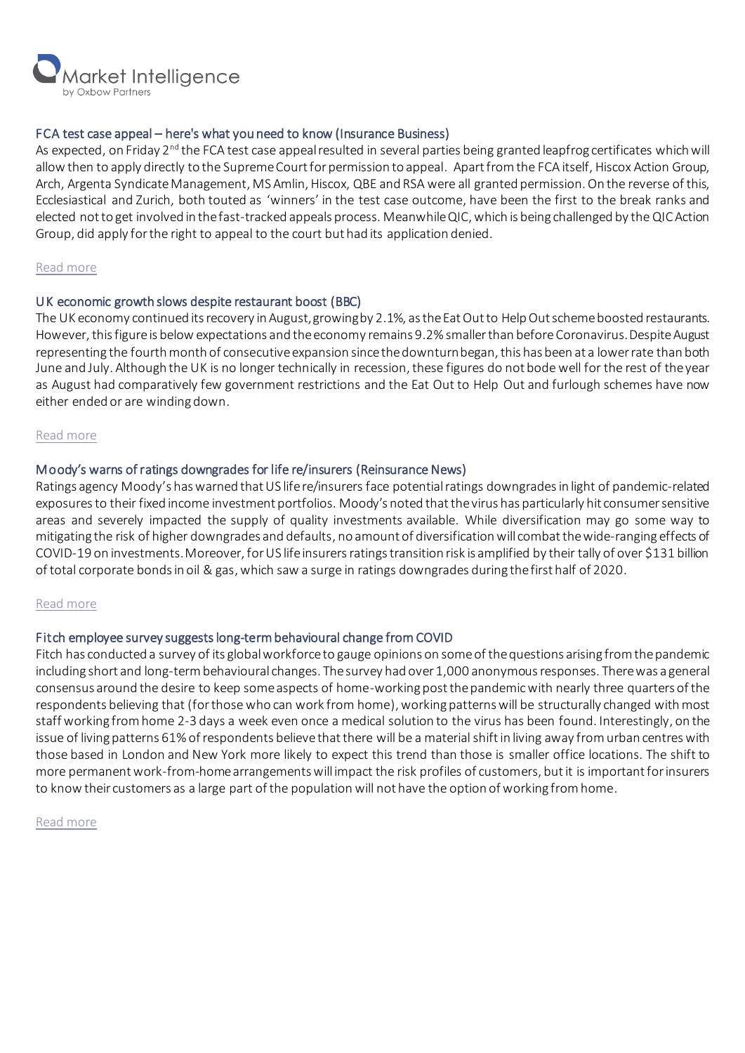### FCA test case appeal – here's what you need to know (Insurance Business)

As expected, on Friday 2nd the FCA test case appeal resulted in several parties being granted leapfrog certificates which will allow then to apply directly to the Supreme Court for permission to appeal. Apart from the FCA itself, Hiscox Action Group, Arch, Argenta Syndicate Management, MS Amlin, Hiscox, QBE and RSA were all granted permission. On the reverse of this, Ecclesiastical and Zurich, both touted as 'winners' in the test case outcome, have been the first to the break ranks and elected not to get involved in the fast-tracked appeals process. Meanwhile QIC, which is being challenged by the QIC Action Group, did apply for the right to appeal to the court but had its application denied.

Read more

### UK economic growth slows despite restaurant boost (BBC)

The UK economy continued its recovery in August, growing by 2.1%, as the Eat Out to Help Out scheme boosted restaurants. However, this figure is below expectations and the economy remains 9.2% smaller than before Coronavirus. Despite August representing the fourth month of consecutive expansion since the downturn began, this has been at a lower rate than both June and July. Although the UK is no longer technically in recession, these figures do not bode well for the rest of the year as August had comparatively few government restrictions and the Eat Out to Help Out and furlough schemes have now either ended or are winding down.

Read more

### Moody's warns of ratings downgrades for life re/insurers (Reinsurance News)

Ratings agency Moody's has warned that US life re/insurers face potential ratings downgrades in light of pandemic-related exposures to their fixed income investment portfolios. Moody's noted that the virus has particularly hit consumer sensitive areas and severely impacted the supply of quality investments available. While diversification may go some way to mitigating the risk of higher downgrades and defaults, no amount of diversification will combat the wide-ranging effects of COVID-19 on investments. Moreover, for US life insurers ratings transition risk is amplified by their tally of over $131 billion of total corporate bonds in oil & gas, which saw a surge in ratings downgrades during the first half of 2020.

Read more

### Fitch employee survey suggests long-term behavioural change from COVID

Fitch has conducted a survey of its global workforce to gauge opinions on some of the questions arising from the pandemic including short and long-term behavioural changes. The survey had over 1,000 anonymous responses. There was a general consensus around the desire to keep some aspects of home-working post the pandemic with nearly three quarters of the respondents believing that (for those who can work from home), working patterns will be structurally changed with most staff working from home 2-3 days a week even once a medical solution to the virus has been found. Interestingly, on the issue of living patterns 61% of respondents believe that there will be a material shift in living away from urban centres with those based in London and New York more likely to expect this trend than those is smaller office locations. The shift to more permanent work-from-home arrangements will impact the risk profiles of customers, but it is important for insurers to know their customers as a large part of the population will not have the option of working from home.

Read more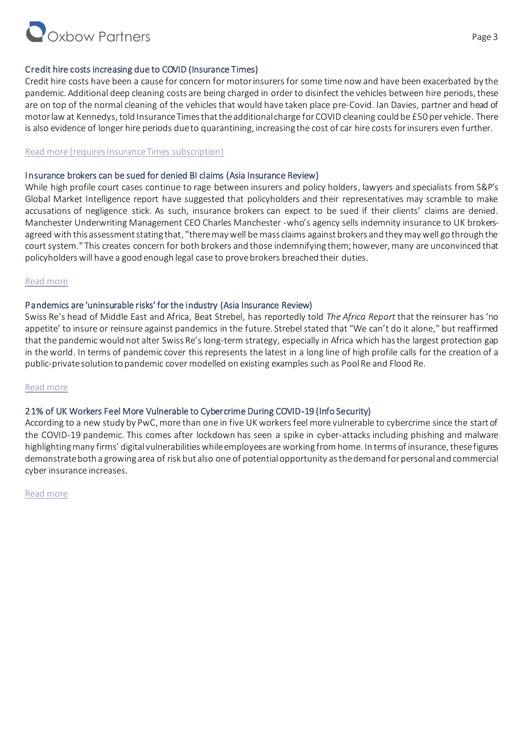### Credit hire costs increasing due to COVID (Insurance Times)

Credit hire costs have been a cause for concern for motor insurers for some time now and have been exacerbated by the pandemic. Additional deep cleaning costs are being charged in order to disinfect the vehicles between hire periods, these are on top of the normal cleaning of the vehicles that would have taken place pre-Covid. Ian Davies, partner and head of motor law at Kennedys, told Insurance Times that the additional charge for COVID cleaning could be £50 per vehicle. There is also evidence of longer hire periods due to quarantining, increasing the cost of car hire costs for insurers even further.

Read more (requires Insurance Times subscription)

### Insurance brokers can be sued for denied BI claims (Asia Insurance Review)

While high profile court cases continue to rage between insurers and policy holders, lawyers and specialists from S&P's Global Market Intelligence report have suggested that policyholders and their representatives may scramble to make accusations of negligence stick. As such, insurance brokers can expect to be sued if their clients' claims are denied. Manchester Underwriting Management CEO Charles Manchester -who's agency sells indemnity insurance to UK brokers- agreed with this assessment stating that, "there may well be mass claims against brokers and they may well go through the court system." This creates concern for both brokers and those indemnifying them; however, many are unconvinced that policyholders will have a good enough legal case to prove brokers breached their duties.

Read more

### Pandemics are 'uninsurable risks' for the industry (Asia Insurance Review)

Swiss Re's head of Middle East and Africa, Beat Strebel, has reportedly told *The Africa Report* that the reinsurer has 'no appetite' to insure or reinsure against pandemics in the future. Strebel stated that "We can't do it alone," but reaffirmed that the pandemic would not alter Swiss Re's long-term strategy, especially in Africa which has the largest protection gap in the world. In terms of pandemic cover this represents the latest in a long line of high profile calls for the creation of a public-private solution to pandemic cover modelled on existing examples such as Pool Re and Flood Re.

Read more

### 21% of UK Workers Feel More Vulnerable to Cybercrime During COVID-19 (Info Security)

According to a new study by PwC, more than one in five UK workers feel more vulnerable to cybercrime since the start of the COVID-19 pandemic. This comes after lockdown has seen a spike in cyber-attacks including phishing and malware highlighting many firms' digital vulnerabilities while employees are working from home. In terms of insurance, these figures demonstrate both a growing area of risk but also one of potential opportunity as the demand for personal and commercial cyber insurance increases.

Read more